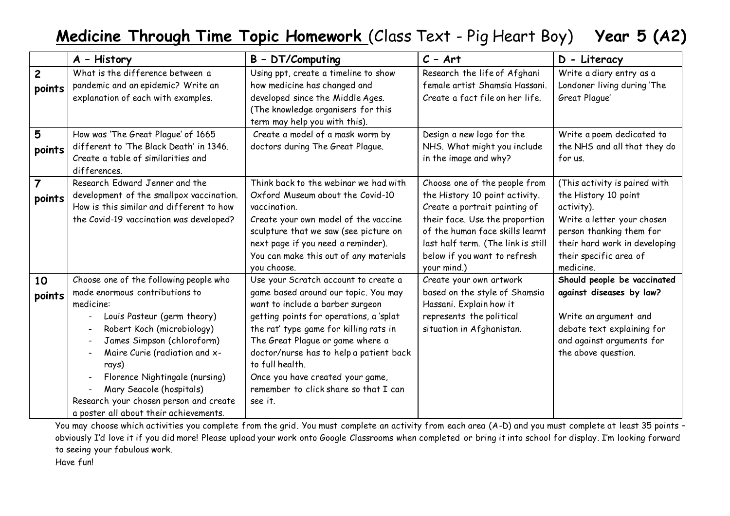# **Medicine Through Time Topic Homework** (Class Text - Pig Heart Boy) **Year 5 (A2)**

| | **A – History** | **B – DT/Computing** | **C – Art** | **D - Literacy** |
|---|---|---|---|---|
| **2 points** | What is the difference between a pandemic and an epidemic? Write an explanation of each with examples. | Using ppt, create a timeline to show how medicine has changed and developed since the Middle Ages. (The knowledge organisers for this term may help you with this). | Research the life of Afghani female artist Shamsia Hassani. Create a fact file on her life. | Write a diary entry as a Londoner living during 'The Great Plague' |
| **5 points** | How was 'The Great Plague' of 1665 different to 'The Black Death' in 1346. Create a table of similarities and differences. | Create a model of a mask worm by doctors during The Great Plague. | Design a new logo for the NHS. What might you include in the image and why? | Write a poem dedicated to the NHS and all that they do for us. |
| **7 points** | Research Edward Jenner and the development of the smallpox vaccination. How is this similar and different to how the Covid-19 vaccination was developed? | Think back to the webinar we had with Oxford Museum about the Covid-10 vaccination.<br>Create your own model of the vaccine sculpture that we saw (see picture on next page if you need a reminder).<br>You can make this out of any materials you choose. | Choose one of the people from the History 10 point activity. Create a portrait painting of their face. Use the proportion of the human face skills learnt last half term. (The link is still below if you want to refresh your mind.) | (This activity is paired with the History 10 point activity).<br>Write a letter your chosen person thanking them for their hard work in developing their specific area of medicine. |
| **10 points** | Choose one of the following people who made enormous contributions to medicine:<br>- Louis Pasteur (germ theory)<br>- Robert Koch (microbiology)<br>- James Simpson (chloroform)<br>- Maire Curie (radiation and x-rays)<br>- Florence Nightingale (nursing)<br>- Mary Seacole (hospitals)<br>Research your chosen person and create a poster all about their achievements. | Use your Scratch account to create a game based around our topic. You may want to include a barber surgeon getting points for operations, a 'splat the rat' type game for killing rats in The Great Plague or game where a doctor/nurse has to help a patient back to full health.<br>Once you have created your game, remember to click share so that I can see it. | Create your own artwork based on the style of Shamsia Hassani. Explain how it represents the political situation in Afghanistan. | **Should people be vaccinated against diseases by law?**<br><br>Write an argument and debate text explaining for and against arguments for the above question. |

You may choose which activities you complete from the grid. You must complete an activity from each area (A-D) and you must complete at least 35 points – obviously I'd love it if you did more! Please upload your work onto Google Classrooms when completed or bring it into school for display. I'm looking forward to seeing your fabulous work.

Have fun!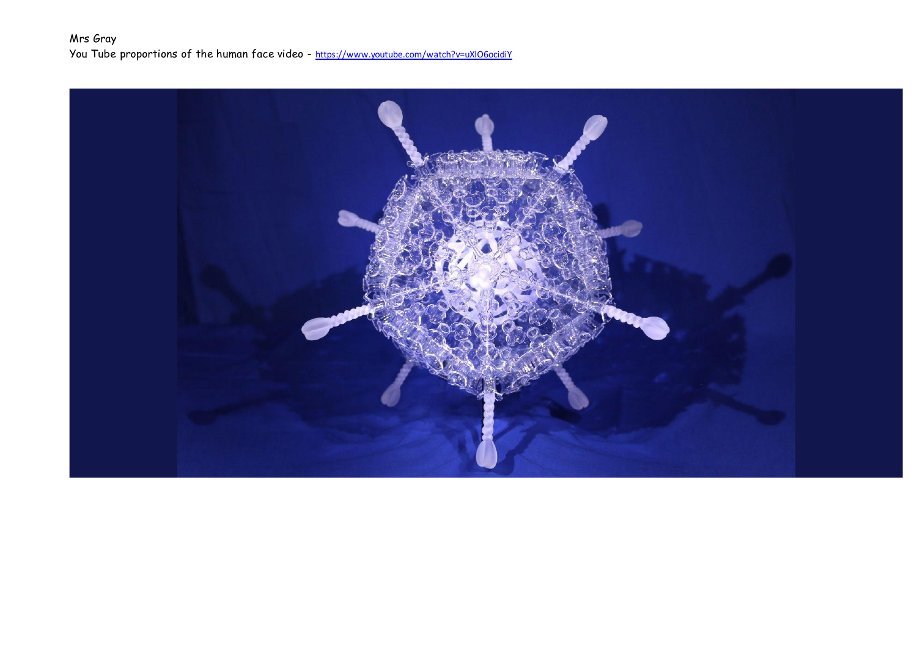Mrs Gray

You Tube proportions of the human face video - https://www.youtube.com/watch?v=uXlO6ocidiY